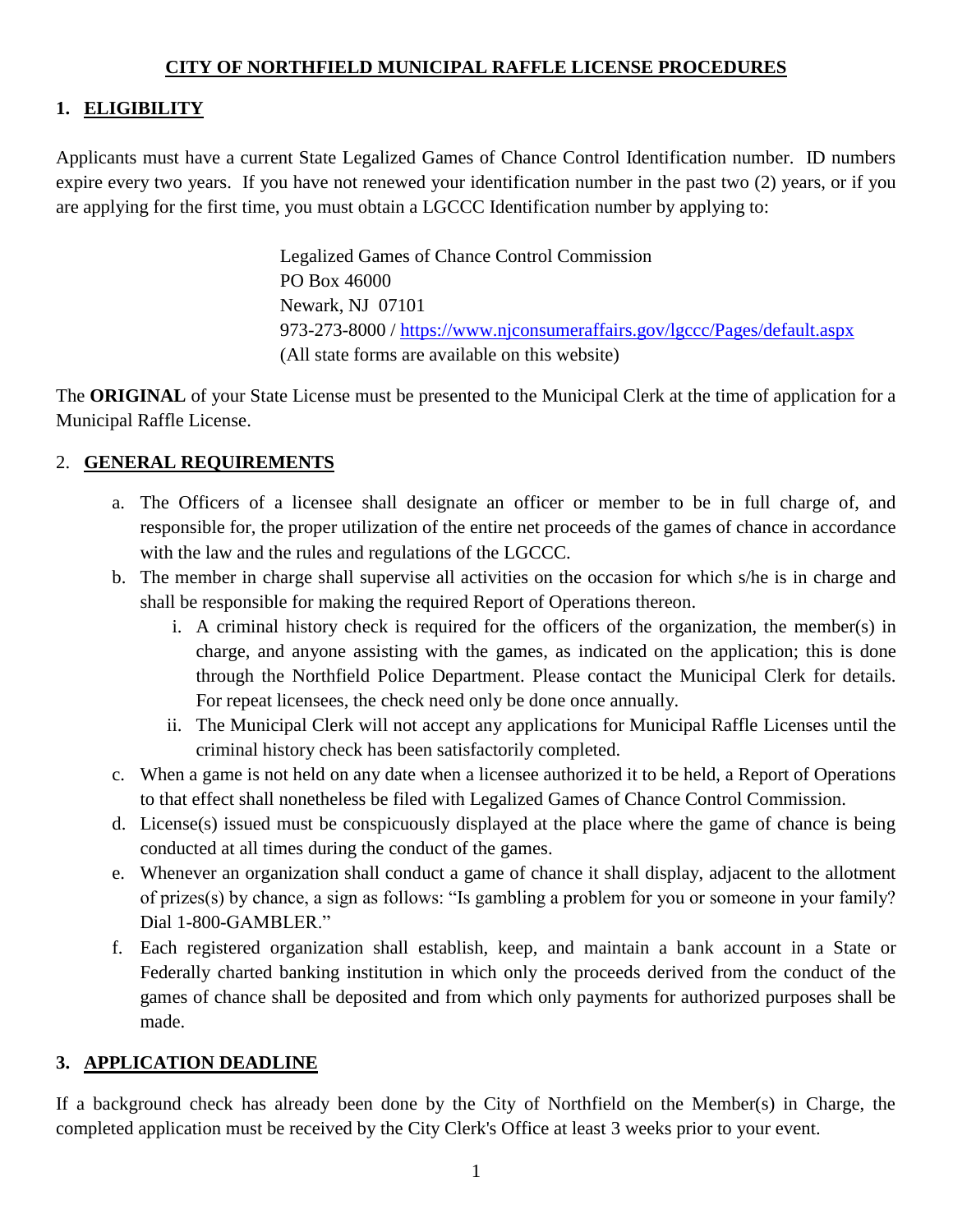# CITY OF NORTHFIELD MUNICIPAL RAFFLE LICENSE PROCEDURES

## 1. ELIGIBILITY

Applicants must have a current State Legalized Games of Chance Control Identification number. ID numbers expire every two years. If you have not renewed your identification number in the past two (2) years, or if you are applying for the first time, you must obtain a LGCCC Identification number by applying to:

> Legalized Games of Chance Control Commission
> PO Box 46000
> Newark, NJ 07101
> 973-273-8000 / https://www.njconsumeraffairs.gov/lgccc/Pages/default.aspx
> (All state forms are available on this website)

The **ORIGINAL** of your State License must be presented to the Municipal Clerk at the time of application for a Municipal Raffle License.

## 2. GENERAL REQUIREMENTS

a. The Officers of a licensee shall designate an officer or member to be in full charge of, and responsible for, the proper utilization of the entire net proceeds of the games of chance in accordance with the law and the rules and regulations of the LGCCC.

b. The member in charge shall supervise all activities on the occasion for which s/he is in charge and shall be responsible for making the required Report of Operations thereon.

   i. A criminal history check is required for the officers of the organization, the member(s) in charge, and anyone assisting with the games, as indicated on the application; this is done through the Northfield Police Department. Please contact the Municipal Clerk for details. For repeat licensees, the check need only be done once annually.

   ii. The Municipal Clerk will not accept any applications for Municipal Raffle Licenses until the criminal history check has been satisfactorily completed.

c. When a game is not held on any date when a licensee authorized it to be held, a Report of Operations to that effect shall nonetheless be filed with Legalized Games of Chance Control Commission.

d. License(s) issued must be conspicuously displayed at the place where the game of chance is being conducted at all times during the conduct of the games.

e. Whenever an organization shall conduct a game of chance it shall display, adjacent to the allotment of prizes(s) by chance, a sign as follows: "Is gambling a problem for you or someone in your family? Dial 1-800-GAMBLER."

f. Each registered organization shall establish, keep, and maintain a bank account in a State or Federally charted banking institution in which only the proceeds derived from the conduct of the games of chance shall be deposited and from which only payments for authorized purposes shall be made.

## 3. APPLICATION DEADLINE

If a background check has already been done by the City of Northfield on the Member(s) in Charge, the completed application must be received by the City Clerk's Office at least 3 weeks prior to your event.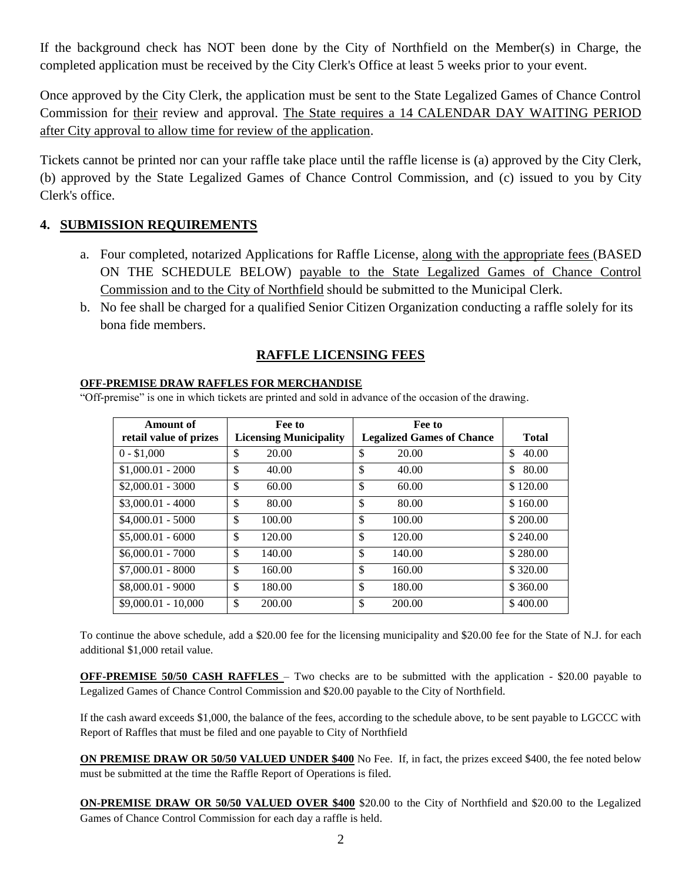If the background check has NOT been done by the City of Northfield on the Member(s) in Charge, the completed application must be received by the City Clerk's Office at least 5 weeks prior to your event.

Once approved by the City Clerk, the application must be sent to the State Legalized Games of Chance Control Commission for their review and approval. The State requires a 14 CALENDAR DAY WAITING PERIOD after City approval to allow time for review of the application.

Tickets cannot be printed nor can your raffle take place until the raffle license is (a) approved by the City Clerk, (b) approved by the State Legalized Games of Chance Control Commission, and (c) issued to you by City Clerk's office.

## 4. SUBMISSION REQUIREMENTS

a. Four completed, notarized Applications for Raffle License, along with the appropriate fees (BASED ON THE SCHEDULE BELOW) payable to the State Legalized Games of Chance Control Commission and to the City of Northfield should be submitted to the Municipal Clerk.

b. No fee shall be charged for a qualified Senior Citizen Organization conducting a raffle solely for its bona fide members.

### RAFFLE LICENSING FEES

**OFF-PREMISE DRAW RAFFLES FOR MERCHANDISE**

"Off-premise" is one in which tickets are printed and sold in advance of the occasion of the drawing.

| Amount of retail value of prizes | Fee to Licensing Municipality | Fee to Legalized Games of Chance | Total |
|---|---|---|---|
| 0 - $1,000 | $ 20.00 | $ 20.00 | $ 40.00 |
| $1,000.01 - 2000 | $ 40.00 | $ 40.00 | $ 80.00 |
| $2,000.01 - 3000 | $ 60.00 | $ 60.00 | $ 120.00 |
| $3,000.01 - 4000 | $ 80.00 | $ 80.00 | $ 160.00 |
| $4,000.01 - 5000 | $ 100.00 | $ 100.00 | $ 200.00 |
| $5,000.01 - 6000 | $ 120.00 | $ 120.00 | $ 240.00 |
| $6,000.01 - 7000 | $ 140.00 | $ 140.00 | $ 280.00 |
| $7,000.01 - 8000 | $ 160.00 | $ 160.00 | $ 320.00 |
| $8,000.01 - 9000 | $ 180.00 | $ 180.00 | $ 360.00 |
| $9,000.01 - 10,000 | $ 200.00 | $ 200.00 | $ 400.00 |

To continue the above schedule, add a $20.00 fee for the licensing municipality and $20.00 fee for the State of N.J. for each additional $1,000 retail value.

**OFF-PREMISE 50/50 CASH RAFFLES** – Two checks are to be submitted with the application - $20.00 payable to Legalized Games of Chance Control Commission and $20.00 payable to the City of Northfield.

If the cash award exceeds $1,000, the balance of the fees, according to the schedule above, to be sent payable to LGCCC with Report of Raffles that must be filed and one payable to City of Northfield

**ON PREMISE DRAW OR 50/50 VALUED UNDER $400** No Fee. If, in fact, the prizes exceed $400, the fee noted below must be submitted at the time the Raffle Report of Operations is filed.

**ON-PREMISE DRAW OR 50/50 VALUED OVER $400** $20.00 to the City of Northfield and $20.00 to the Legalized Games of Chance Control Commission for each day a raffle is held.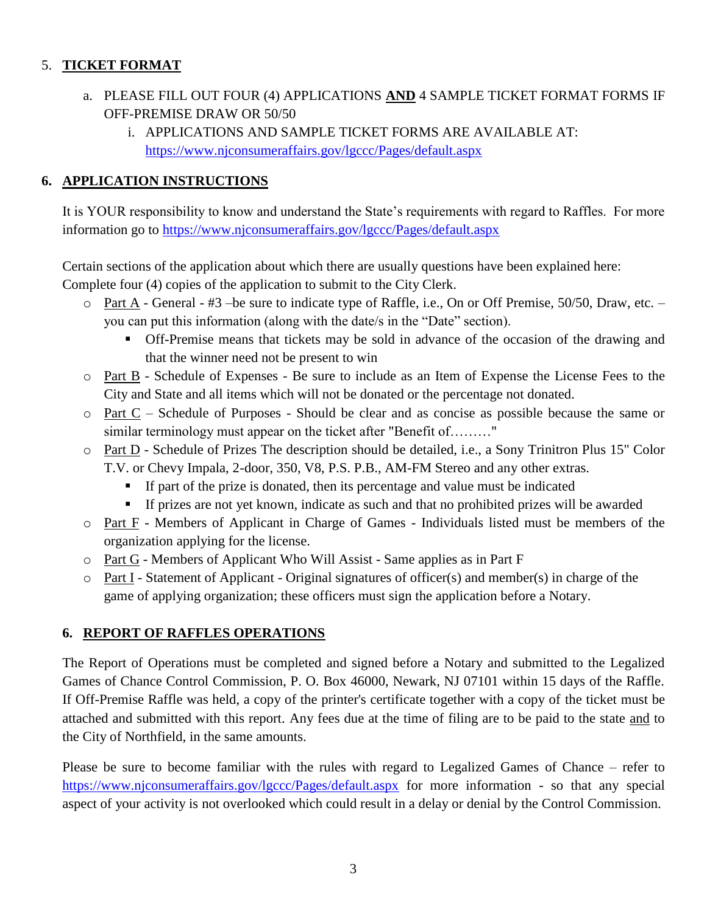## 5. **TICKET FORMAT**

a. PLEASE FILL OUT FOUR (4) APPLICATIONS **AND** 4 SAMPLE TICKET FORMAT FORMS IF OFF-PREMISE DRAW OR 50/50

   i. APPLICATIONS AND SAMPLE TICKET FORMS ARE AVAILABLE AT: https://www.njconsumeraffairs.gov/lgccc/Pages/default.aspx

## 6. **APPLICATION INSTRUCTIONS**

It is YOUR responsibility to know and understand the State's requirements with regard to Raffles. For more information go to https://www.njconsumeraffairs.gov/lgccc/Pages/default.aspx

Certain sections of the application about which there are usually questions have been explained here: Complete four (4) copies of the application to submit to the City Clerk.

- Part A - General - #3 –be sure to indicate type of Raffle, i.e., On or Off Premise, 50/50, Draw, etc. – you can put this information (along with the date/s in the "Date" section).
  - Off-Premise means that tickets may be sold in advance of the occasion of the drawing and that the winner need not be present to win
- Part B - Schedule of Expenses - Be sure to include as an Item of Expense the License Fees to the City and State and all items which will not be donated or the percentage not donated.
- Part C – Schedule of Purposes - Should be clear and as concise as possible because the same or similar terminology must appear on the ticket after "Benefit of………"
- Part D - Schedule of Prizes The description should be detailed, i.e., a Sony Trinitron Plus 15" Color T.V. or Chevy Impala, 2-door, 350, V8, P.S. P.B., AM-FM Stereo and any other extras.
  - If part of the prize is donated, then its percentage and value must be indicated
  - If prizes are not yet known, indicate as such and that no prohibited prizes will be awarded
- Part F - Members of Applicant in Charge of Games - Individuals listed must be members of the organization applying for the license.
- Part G - Members of Applicant Who Will Assist - Same applies as in Part F
- Part I - Statement of Applicant - Original signatures of officer(s) and member(s) in charge of the game of applying organization; these officers must sign the application before a Notary.

## 6. **REPORT OF RAFFLES OPERATIONS**

The Report of Operations must be completed and signed before a Notary and submitted to the Legalized Games of Chance Control Commission, P. O. Box 46000, Newark, NJ 07101 within 15 days of the Raffle. If Off-Premise Raffle was held, a copy of the printer's certificate together with a copy of the ticket must be attached and submitted with this report. Any fees due at the time of filing are to be paid to the state and to the City of Northfield, in the same amounts.

Please be sure to become familiar with the rules with regard to Legalized Games of Chance – refer to https://www.njconsumeraffairs.gov/lgccc/Pages/default.aspx for more information - so that any special aspect of your activity is not overlooked which could result in a delay or denial by the Control Commission.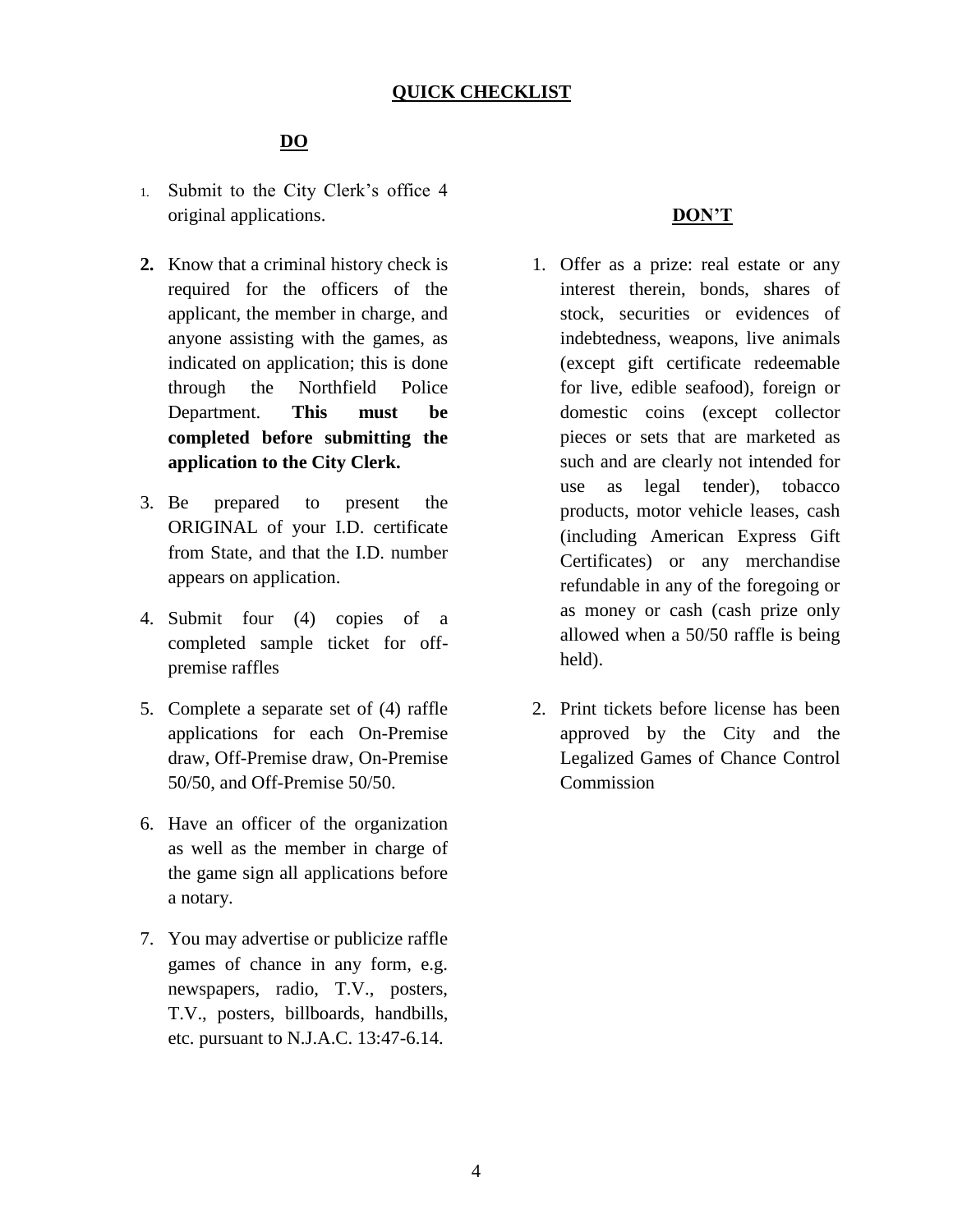## QUICK CHECKLIST

### DO

1. Submit to the City Clerk's office 4 original applications.
2. Know that a criminal history check is required for the officers of the applicant, the member in charge, and anyone assisting with the games, as indicated on application; this is done through the Northfield Police Department. **This must be completed before submitting the application to the City Clerk.**
3. Be prepared to present the ORIGINAL of your I.D. certificate from State, and that the I.D. number appears on application.
4. Submit four (4) copies of a completed sample ticket for off-premise raffles
5. Complete a separate set of (4) raffle applications for each On-Premise draw, Off-Premise draw, On-Premise 50/50, and Off-Premise 50/50.
6. Have an officer of the organization as well as the member in charge of the game sign all applications before a notary.
7. You may advertise or publicize raffle games of chance in any form, e.g. newspapers, radio, T.V., posters, T.V., posters, billboards, handbills, etc. pursuant to N.J.A.C. 13:47-6.14.

### DON'T

1. Offer as a prize: real estate or any interest therein, bonds, shares of stock, securities or evidences of indebtedness, weapons, live animals (except gift certificate redeemable for live, edible seafood), foreign or domestic coins (except collector pieces or sets that are marketed as such and are clearly not intended for use as legal tender), tobacco products, motor vehicle leases, cash (including American Express Gift Certificates) or any merchandise refundable in any of the foregoing or as money or cash (cash prize only allowed when a 50/50 raffle is being held).
2. Print tickets before license has been approved by the City and the Legalized Games of Chance Control Commission